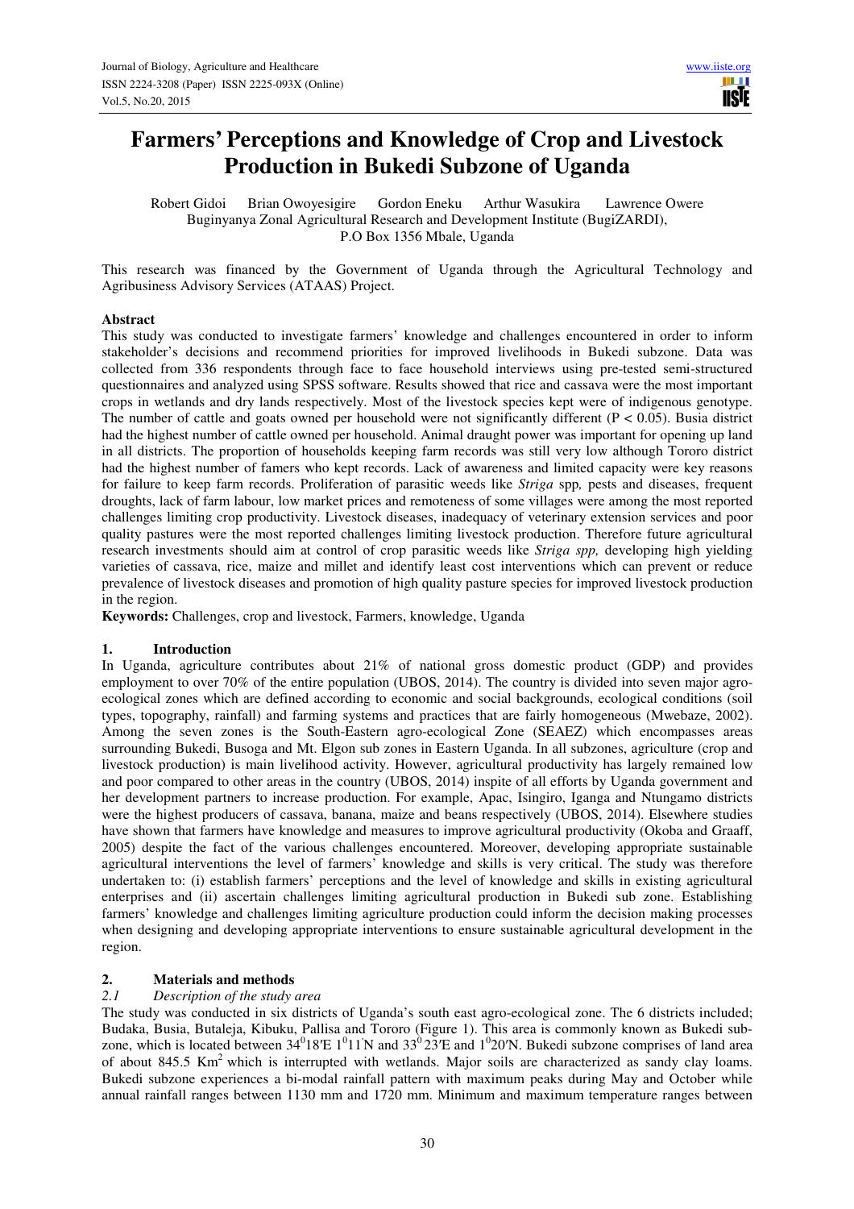# Farmers' Perceptions and Knowledge of Crop and Livestock Production in Bukedi Subzone of Uganda

Robert Gidoi Brian Owoyesigire Gordon Eneku Arthur Wasukira Lawrence Owere
Buginyanya Zonal Agricultural Research and Development Institute (BugiZARDI),
P.O Box 1356 Mbale, Uganda

This research was financed by the Government of Uganda through the Agricultural Technology and Agribusiness Advisory Services (ATAAS) Project.

## Abstract

This study was conducted to investigate farmers' knowledge and challenges encountered in order to inform stakeholder's decisions and recommend priorities for improved livelihoods in Bukedi subzone. Data was collected from 336 respondents through face to face household interviews using pre-tested semi-structured questionnaires and analyzed using SPSS software. Results showed that rice and cassava were the most important crops in wetlands and dry lands respectively. Most of the livestock species kept were of indigenous genotype. The number of cattle and goats owned per household were not significantly different ($P < 0.05$). Busia district had the highest number of cattle owned per household. Animal draught power was important for opening up land in all districts. The proportion of households keeping farm records was still very low although Tororo district had the highest number of famers who kept records. Lack of awareness and limited capacity were key reasons for failure to keep farm records. Proliferation of parasitic weeds like *Striga* spp*,* pests and diseases, frequent droughts, lack of farm labour, low market prices and remoteness of some villages were among the most reported challenges limiting crop productivity. Livestock diseases, inadequacy of veterinary extension services and poor quality pastures were the most reported challenges limiting livestock production. Therefore future agricultural research investments should aim at control of crop parasitic weeds like *Striga spp,* developing high yielding varieties of cassava, rice, maize and millet and identify least cost interventions which can prevent or reduce prevalence of livestock diseases and promotion of high quality pasture species for improved livestock production in the region.

**Keywords:** Challenges, crop and livestock, Farmers, knowledge, Uganda

## 1. Introduction

In Uganda, agriculture contributes about 21% of national gross domestic product (GDP) and provides employment to over 70% of the entire population (UBOS, 2014). The country is divided into seven major agro-ecological zones which are defined according to economic and social backgrounds, ecological conditions (soil types, topography, rainfall) and farming systems and practices that are fairly homogeneous (Mwebaze, 2002). Among the seven zones is the South-Eastern agro-ecological Zone (SEAEZ) which encompasses areas surrounding Bukedi, Busoga and Mt. Elgon sub zones in Eastern Uganda. In all subzones, agriculture (crop and livestock production) is main livelihood activity. However, agricultural productivity has largely remained low and poor compared to other areas in the country (UBOS, 2014) inspite of all efforts by Uganda government and her development partners to increase production. For example, Apac, Isingiro, Iganga and Ntungamo districts were the highest producers of cassava, banana, maize and beans respectively (UBOS, 2014). Elsewhere studies have shown that farmers have knowledge and measures to improve agricultural productivity (Okoba and Graaff, 2005) despite the fact of the various challenges encountered. Moreover, developing appropriate sustainable agricultural interventions the level of farmers' knowledge and skills is very critical. The study was therefore undertaken to: (i) establish farmers' perceptions and the level of knowledge and skills in existing agricultural enterprises and (ii) ascertain challenges limiting agricultural production in Bukedi sub zone. Establishing farmers' knowledge and challenges limiting agriculture production could inform the decision making processes when designing and developing appropriate interventions to ensure sustainable agricultural development in the region.

## 2. Materials and methods

### *2.1 Description of the study area*

The study was conducted in six districts of Uganda's south east agro-ecological zone. The 6 districts included; Budaka, Busia, Butaleja, Kibuku, Pallisa and Tororo (Figure 1). This area is commonly known as Bukedi sub-zone, which is located between $34^0 18'$E $1^0 11'$N and $33^0 23'$E and $1^0 20'$N. Bukedi subzone comprises of land area of about 845.5 Km$^2$ which is interrupted with wetlands. Major soils are characterized as sandy clay loams. Bukedi subzone experiences a bi-modal rainfall pattern with maximum peaks during May and October while annual rainfall ranges between 1130 mm and 1720 mm. Minimum and maximum temperature ranges between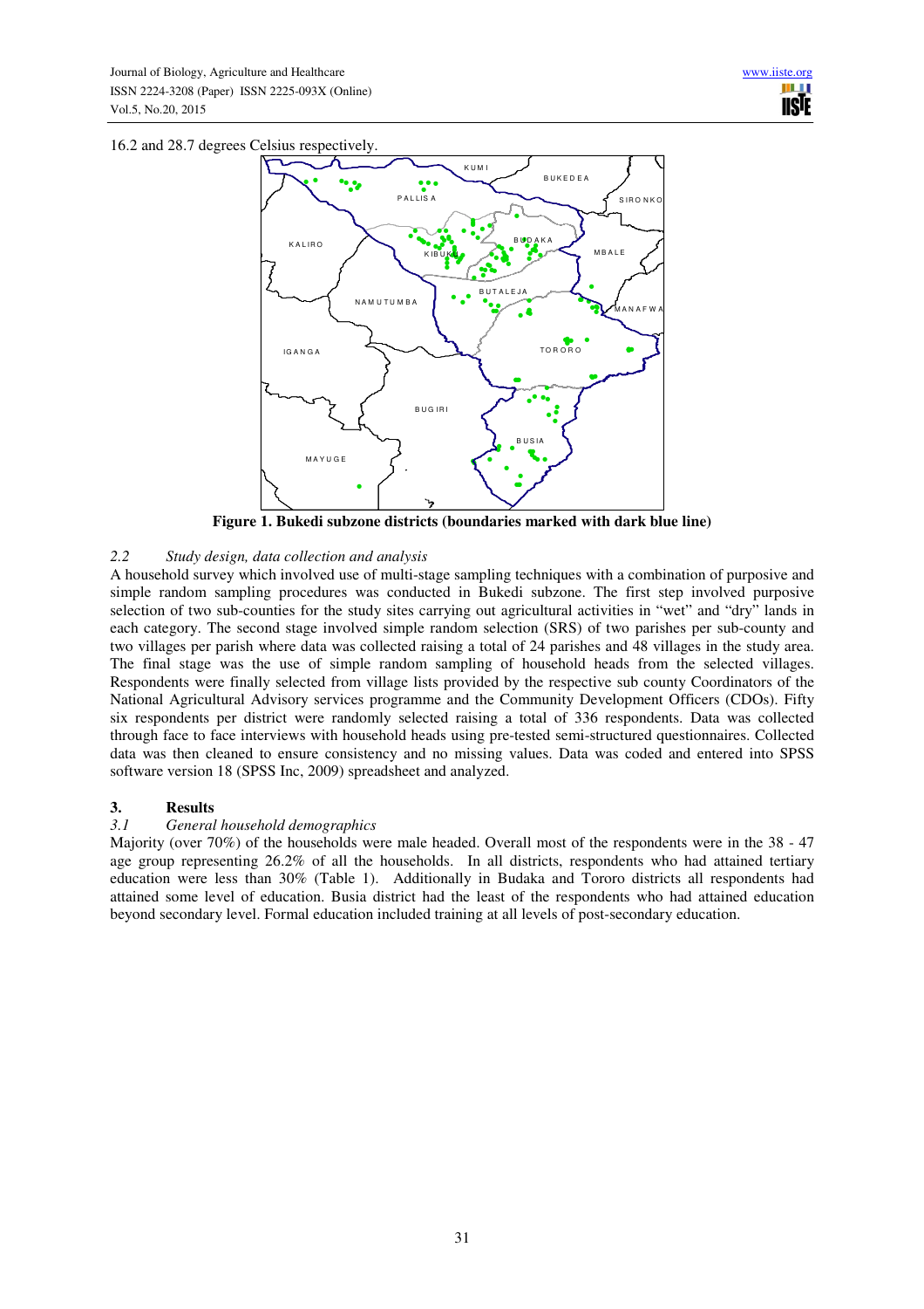16.2 and 28.7 degrees Celsius respectively.

**Figure 1. Bukedi subzone districts (boundaries marked with dark blue line)**

### 2.2 *Study design, data collection and analysis*

A household survey which involved use of multi-stage sampling techniques with a combination of purposive and simple random sampling procedures was conducted in Bukedi subzone. The first step involved purposive selection of two sub-counties for the study sites carrying out agricultural activities in "wet" and "dry" lands in each category. The second stage involved simple random selection (SRS) of two parishes per sub-county and two villages per parish where data was collected raising a total of 24 parishes and 48 villages in the study area. The final stage was the use of simple random sampling of household heads from the selected villages. Respondents were finally selected from village lists provided by the respective sub county Coordinators of the National Agricultural Advisory services programme and the Community Development Officers (CDOs). Fifty six respondents per district were randomly selected raising a total of 336 respondents. Data was collected through face to face interviews with household heads using pre-tested semi-structured questionnaires. Collected data was then cleaned to ensure consistency and no missing values. Data was coded and entered into SPSS software version 18 (SPSS Inc, 2009) spreadsheet and analyzed.

## 3. Results

### 3.1 *General household demographics*

Majority (over 70%) of the households were male headed. Overall most of the respondents were in the 38 - 47 age group representing 26.2% of all the households. In all districts, respondents who had attained tertiary education were less than 30% (Table 1). Additionally in Budaka and Tororo districts all respondents had attained some level of education. Busia district had the least of the respondents who had attained education beyond secondary level. Formal education included training at all levels of post-secondary education.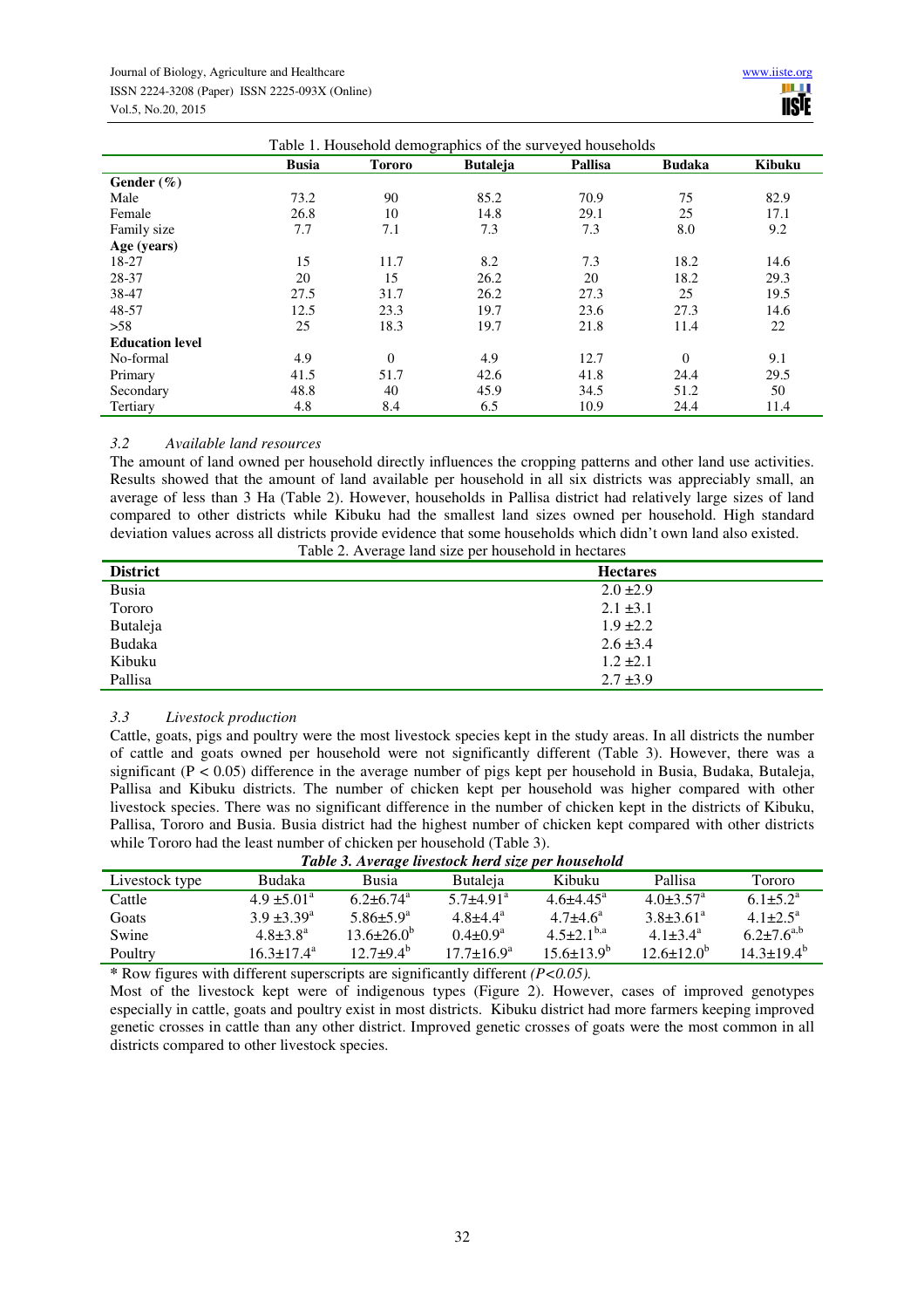Table 1. Household demographics of the surveyed households

| | Busia | Tororo | Butaleja | Pallisa | Budaka | Kibuku |
|---|---|---|---|---|---|---|
| **Gender (%)** | | | | | | |
| Male | 73.2 | 90 | 85.2 | 70.9 | 75 | 82.9 |
| Female | 26.8 | 10 | 14.8 | 29.1 | 25 | 17.1 |
| Family size | 7.7 | 7.1 | 7.3 | 7.3 | 8.0 | 9.2 |
| **Age (years)** | | | | | | |
| 18-27 | 15 | 11.7 | 8.2 | 7.3 | 18.2 | 14.6 |
| 28-37 | 20 | 15 | 26.2 | 20 | 18.2 | 29.3 |
| 38-47 | 27.5 | 31.7 | 26.2 | 27.3 | 25 | 19.5 |
| 48-57 | 12.5 | 23.3 | 19.7 | 23.6 | 27.3 | 14.6 |
| >58 | 25 | 18.3 | 19.7 | 21.8 | 11.4 | 22 |
| **Education level** | | | | | | |
| No-formal | 4.9 | 0 | 4.9 | 12.7 | 0 | 9.1 |
| Primary | 41.5 | 51.7 | 42.6 | 41.8 | 24.4 | 29.5 |
| Secondary | 48.8 | 40 | 45.9 | 34.5 | 51.2 | 50 |
| Tertiary | 4.8 | 8.4 | 6.5 | 10.9 | 24.4 | 11.4 |

### *3.2 Available land resources*

The amount of land owned per household directly influences the cropping patterns and other land use activities. Results showed that the amount of land available per household in all six districts was appreciably small, an average of less than 3 Ha (Table 2). However, households in Pallisa district had relatively large sizes of land compared to other districts while Kibuku had the smallest land sizes owned per household. High standard deviation values across all districts provide evidence that some households which didn't own land also existed.

Table 2. Average land size per household in hectares

| District | Hectares |
|---|---|
| Busia | 2.0 ±2.9 |
| Tororo | 2.1 ±3.1 |
| Butaleja | 1.9 ±2.2 |
| Budaka | 2.6 ±3.4 |
| Kibuku | 1.2 ±2.1 |
| Pallisa | 2.7 ±3.9 |

### *3.3 Livestock production*

Cattle, goats, pigs and poultry were the most livestock species kept in the study areas. In all districts the number of cattle and goats owned per household were not significantly different (Table 3). However, there was a significant ($P < 0.05$) difference in the average number of pigs kept per household in Busia, Budaka, Butaleja, Pallisa and Kibuku districts. The number of chicken kept per household was higher compared with other livestock species. There was no significant difference in the number of chicken kept in the districts of Kibuku, Pallisa, Tororo and Busia. Busia district had the highest number of chicken kept compared with other districts while Tororo had the least number of chicken per household (Table 3).

***Table 3. Average livestock herd size per household***

| Livestock type | Budaka | Busia | Butaleja | Kibuku | Pallisa | Tororo |
|---|---|---|---|---|---|---|
| Cattle | $4.9 \pm 5.01^{a}$ | $6.2 \pm 6.74^{a}$ | $5.7 \pm 4.91^{a}$ | $4.6 \pm 4.45^{a}$ | $4.0 \pm 3.57^{a}$ | $6.1 \pm 5.2^{a}$ |
| Goats | $3.9 \pm 3.39^{a}$ | $5.86 \pm 5.9^{a}$ | $4.8 \pm 4.4^{a}$ | $4.7 \pm 4.6^{a}$ | $3.8 \pm 3.61^{a}$ | $4.1 \pm 2.5^{a}$ |
| Swine | $4.8 \pm 3.8^{a}$ | $13.6 \pm 26.0^{b}$ | $0.4 \pm 0.9^{a}$ | $4.5 \pm 2.1^{b,a}$ | $4.1 \pm 3.4^{a}$ | $6.2 \pm 7.6^{a,b}$ |
| Poultry | $16.3 \pm 17.4^{a}$ | $12.7 \pm 9.4^{b}$ | $17.7 \pm 16.9^{a}$ | $15.6 \pm 13.9^{b}$ | $12.6 \pm 12.0^{b}$ | $14.3 \pm 19.4^{b}$ |

\* Row figures with different superscripts are significantly different *($P<0.05$).*

Most of the livestock kept were of indigenous types (Figure 2). However, cases of improved genotypes especially in cattle, goats and poultry exist in most districts. Kibuku district had more farmers keeping improved genetic crosses in cattle than any other district. Improved genetic crosses of goats were the most common in all districts compared to other livestock species.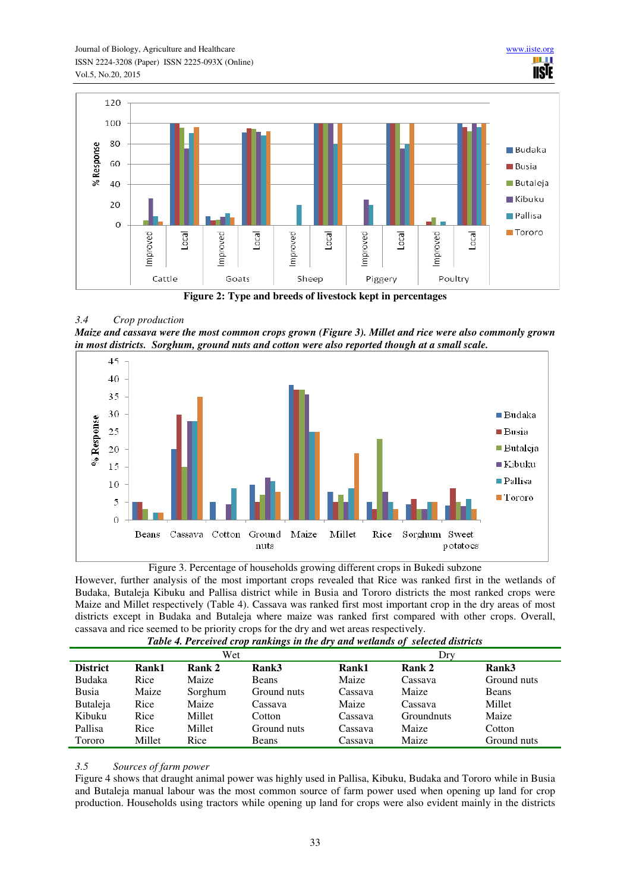Figure 2: Type and breeds of livestock kept in percentages

### 3.4 Crop production

***Maize and cassava were the most common crops grown (Figure 3). Millet and rice were also commonly grown in most districts. Sorghum, ground nuts and cotton were also reported though at a small scale.***

Figure 3. Percentage of households growing different crops in Bukedi subzone

However, further analysis of the most important crops revealed that Rice was ranked first in the wetlands of Budaka, Butaleja Kibuku and Pallisa district while in Busia and Tororo districts the most ranked crops were Maize and Millet respectively (Table 4). Cassava was ranked first most important crop in the dry areas of most districts except in Budaka and Butaleja where maize was ranked first compared with other crops. Overall, cassava and rice seemed to be priority crops for the dry and wet areas respectively.

***Table 4. Perceived crop rankings in the dry and wetlands of selected districts***

| | Wet | | | Dry | | |
|---|---|---|---|---|---|---|
| **District** | **Rank1** | **Rank 2** | **Rank3** | **Rank1** | **Rank 2** | **Rank3** |
| Budaka | Rice | Maize | Beans | Maize | Cassava | Ground nuts |
| Busia | Maize | Sorghum | Ground nuts | Cassava | Maize | Beans |
| Butaleja | Rice | Maize | Cassava | Maize | Cassava | Millet |
| Kibuku | Rice | Millet | Cotton | Cassava | Groundnuts | Maize |
| Pallisa | Rice | Millet | Ground nuts | Cassava | Maize | Cotton |
| Tororo | Millet | Rice | Beans | Cassava | Maize | Ground nuts |

### 3.5 Sources of farm power

Figure 4 shows that draught animal power was highly used in Pallisa, Kibuku, Budaka and Tororo while in Busia and Butaleja manual labour was the most common source of farm power used when opening up land for crop production. Households using tractors while opening up land for crops were also evident mainly in the districts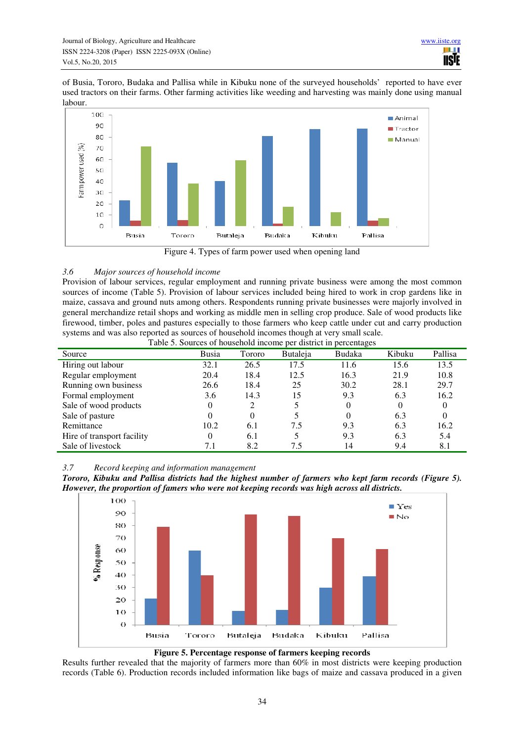of Busia, Tororo, Budaka and Pallisa while in Kibuku none of the surveyed households' reported to have ever used tractors on their farms. Other farming activities like weeding and harvesting was mainly done using manual labour.

Figure 4. Types of farm power used when opening land

### 3.6 *Major sources of household income*

Provision of labour services, regular employment and running private business were among the most common sources of income (Table 5). Provision of labour services included being hired to work in crop gardens like in maize, cassava and ground nuts among others. Respondents running private businesses were majorly involved in general merchandize retail shops and working as middle men in selling crop produce. Sale of wood products like firewood, timber, poles and pastures especially to those farmers who keep cattle under cut and carry production systems and was also reported as sources of household incomes though at very small scale.

Table 5. Sources of household income per district in percentages

| Source | Busia | Tororo | Butaleja | Budaka | Kibuku | Pallisa |
|---|---|---|---|---|---|---|
| Hiring out labour | 32.1 | 26.5 | 17.5 | 11.6 | 15.6 | 13.5 |
| Regular employment | 20.4 | 18.4 | 12.5 | 16.3 | 21.9 | 10.8 |
| Running own business | 26.6 | 18.4 | 25 | 30.2 | 28.1 | 29.7 |
| Formal employment | 3.6 | 14.3 | 15 | 9.3 | 6.3 | 16.2 |
| Sale of wood products | 0 | 2 | 5 | 0 | 0 | 0 |
| Sale of pasture | 0 | 0 | 5 | 0 | 6.3 | 0 |
| Remittance | 10.2 | 6.1 | 7.5 | 9.3 | 6.3 | 16.2 |
| Hire of transport facility | 0 | 6.1 | 5 | 9.3 | 6.3 | 5.4 |
| Sale of livestock | 7.1 | 8.2 | 7.5 | 14 | 9.4 | 8.1 |

### 3.7 *Record keeping and information management*

***Tororo, Kibuku and Pallisa districts had the highest number of farmers who kept farm records (Figure 5). However, the proportion of famers who were not keeping records was high across all districts.***

**Figure 5. Percentage response of farmers keeping records**

Results further revealed that the majority of farmers more than 60% in most districts were keeping production records (Table 6). Production records included information like bags of maize and cassava produced in a given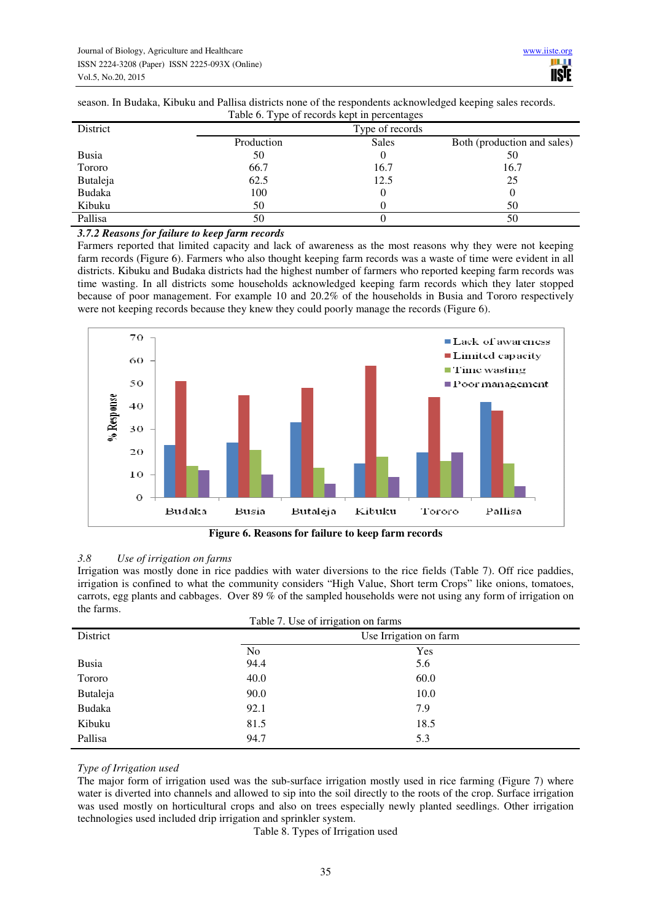season. In Budaka, Kibuku and Pallisa districts none of the respondents acknowledged keeping sales records.

Table 6. Type of records kept in percentages

| District | Type of records | | |
|---|---|---|---|
| | Production | Sales | Both (production and sales) |
| Busia | 50 | 0 | 50 |
| Tororo | 66.7 | 16.7 | 16.7 |
| Butaleja | 62.5 | 12.5 | 25 |
| Budaka | 100 | 0 | 0 |
| Kibuku | 50 | 0 | 50 |
| Pallisa | 50 | 0 | 50 |

### *3.7.2 Reasons for failure to keep farm records*

Farmers reported that limited capacity and lack of awareness as the most reasons why they were not keeping farm records (Figure 6). Farmers who also thought keeping farm records was a waste of time were evident in all districts. Kibuku and Budaka districts had the highest number of farmers who reported keeping farm records was time wasting. In all districts some households acknowledged keeping farm records which they later stopped because of poor management. For example 10 and 20.2% of the households in Busia and Tororo respectively were not keeping records because they knew they could poorly manage the records (Figure 6).

**Figure 6. Reasons for failure to keep farm records**

## 3.8 *Use of irrigation on farms*

Irrigation was mostly done in rice paddies with water diversions to the rice fields (Table 7). Off rice paddies, irrigation is confined to what the community considers "High Value, Short term Crops" like onions, tomatoes, carrots, egg plants and cabbages. Over 89 % of the sampled households were not using any form of irrigation on the farms.

Table 7. Use of irrigation on farms

| District | Use Irrigation on farm | |
|---|---|---|
| | No | Yes |
| Busia | 94.4 | 5.6 |
| Tororo | 40.0 | 60.0 |
| Butaleja | 90.0 | 10.0 |
| Budaka | 92.1 | 7.9 |
| Kibuku | 81.5 | 18.5 |
| Pallisa | 94.7 | 5.3 |

*Type of Irrigation used*

The major form of irrigation used was the sub-surface irrigation mostly used in rice farming (Figure 7) where water is diverted into channels and allowed to sip into the soil directly to the roots of the crop. Surface irrigation was used mostly on horticultural crops and also on trees especially newly planted seedlings. Other irrigation technologies used included drip irrigation and sprinkler system.

Table 8. Types of Irrigation used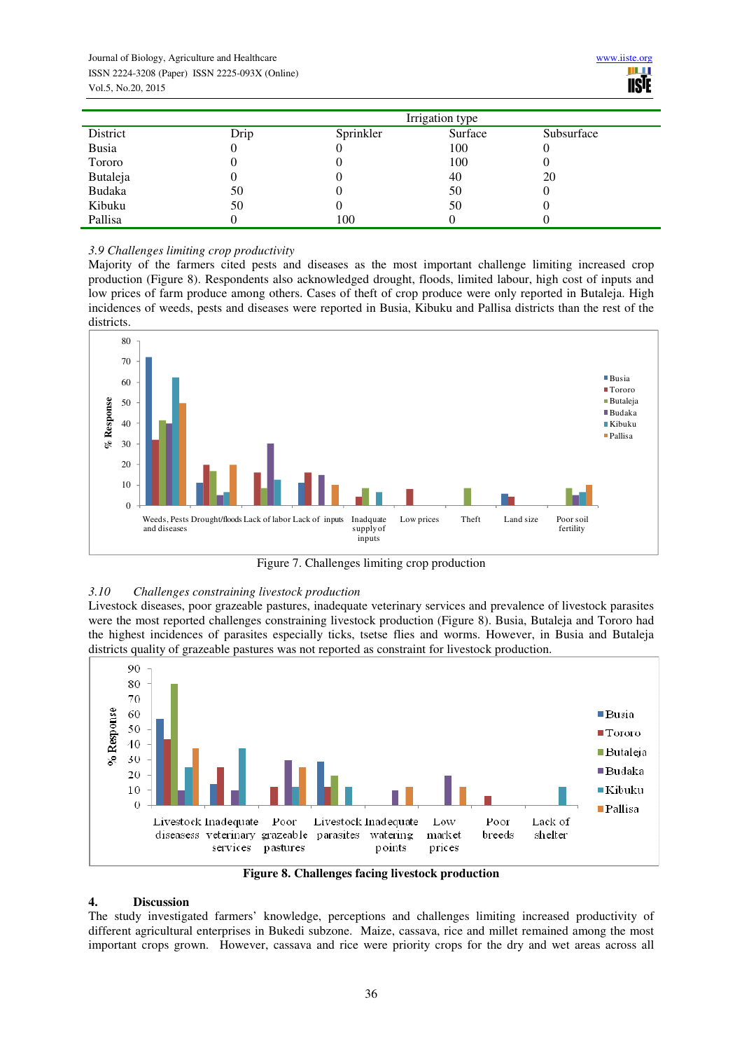| | Irrigation type | | | |
|---|---|---|---|---|
| District | Drip | Sprinkler | Surface | Subsurface |
| Busia | 0 | 0 | 100 | 0 |
| Tororo | 0 | 0 | 100 | 0 |
| Butaleja | 0 | 0 | 40 | 20 |
| Budaka | 50 | 0 | 50 | 0 |
| Kibuku | 50 | 0 | 50 | 0 |
| Pallisa | 0 | 100 | 0 | 0 |

*3.9 Challenges limiting crop productivity*

Majority of the farmers cited pests and diseases as the most important challenge limiting increased crop production (Figure 8). Respondents also acknowledged drought, floods, limited labour, high cost of inputs and low prices of farm produce among others. Cases of theft of crop produce were only reported in Butaleja. High incidences of weeds, pests and diseases were reported in Busia, Kibuku and Pallisa districts than the rest of the districts.

Figure 7. Challenges limiting crop production

*3.10 Challenges constraining livestock production*

Livestock diseases, poor grazeable pastures, inadequate veterinary services and prevalence of livestock parasites were the most reported challenges constraining livestock production (Figure 8). Busia, Butaleja and Tororo had the highest incidences of parasites especially ticks, tsetse flies and worms. However, in Busia and Butaleja districts quality of grazeable pastures was not reported as constraint for livestock production.

**Figure 8. Challenges facing livestock production**

## 4. Discussion

The study investigated farmers' knowledge, perceptions and challenges limiting increased productivity of different agricultural enterprises in Bukedi subzone. Maize, cassava, rice and millet remained among the most important crops grown. However, cassava and rice were priority crops for the dry and wet areas across all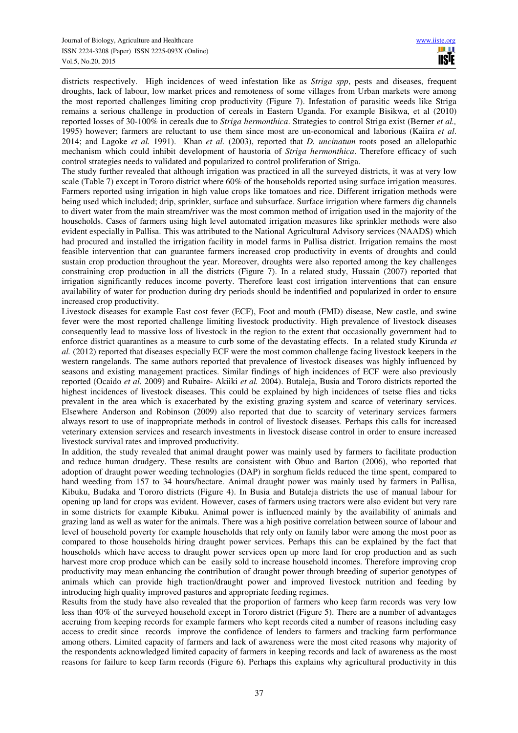districts respectively. High incidences of weed infestation like as *Striga spp*, pests and diseases, frequent droughts, lack of labour, low market prices and remoteness of some villages from Urban markets were among the most reported challenges limiting crop productivity (Figure 7). Infestation of parasitic weeds like Striga remains a serious challenge in production of cereals in Eastern Uganda. For example Bisikwa, et al (2010) reported losses of 30-100% in cereals due to *Striga hermonthica*. Strategies to control Striga exist (Berner *et al.,* 1995) however; farmers are reluctant to use them since most are un-economical and laborious (Kaiira *et al.* 2014; and Lagoke *et al.* 1991). Khan *et al.* (2003), reported that *D. uncinatum* roots posed an allelopathic mechanism which could inhibit development of haustoria of *Striga hermonthica*. Therefore efficacy of such control strategies needs to validated and popularized to control proliferation of Striga.

The study further revealed that although irrigation was practiced in all the surveyed districts, it was at very low scale (Table 7) except in Tororo district where 60% of the households reported using surface irrigation measures. Farmers reported using irrigation in high value crops like tomatoes and rice. Different irrigation methods were being used which included; drip, sprinkler, surface and subsurface. Surface irrigation where farmers dig channels to divert water from the main stream/river was the most common method of irrigation used in the majority of the households. Cases of farmers using high level automated irrigation measures like sprinkler methods were also evident especially in Pallisa. This was attributed to the National Agricultural Advisory services (NAADS) which had procured and installed the irrigation facility in model farms in Pallisa district. Irrigation remains the most feasible intervention that can guarantee farmers increased crop productivity in events of droughts and could sustain crop production throughout the year. Moreover, droughts were also reported among the key challenges constraining crop production in all the districts (Figure 7). In a related study, Hussain (2007) reported that irrigation significantly reduces income poverty. Therefore least cost irrigation interventions that can ensure availability of water for production during dry periods should be indentified and popularized in order to ensure increased crop productivity.

Livestock diseases for example East cost fever (ECF), Foot and mouth (FMD) disease, New castle, and swine fever were the most reported challenge limiting livestock productivity. High prevalence of livestock diseases consequently lead to massive loss of livestock in the region to the extent that occasionally government had to enforce district quarantines as a measure to curb some of the devastating effects. In a related study Kirunda *et al.* (2012) reported that diseases especially ECF were the most common challenge facing livestock keepers in the western rangelands. The same authors reported that prevalence of livestock diseases was highly influenced by seasons and existing management practices. Similar findings of high incidences of ECF were also previously reported (Ocaido *et al.* 2009) and Rubaire- Akiiki *et al.* 2004). Butaleja, Busia and Tororo districts reported the highest incidences of livestock diseases. This could be explained by high incidences of tsetse flies and ticks prevalent in the area which is exacerbated by the existing grazing system and scarce of veterinary services. Elsewhere Anderson and Robinson (2009) also reported that due to scarcity of veterinary services farmers always resort to use of inappropriate methods in control of livestock diseases. Perhaps this calls for increased veterinary extension services and research investments in livestock disease control in order to ensure increased livestock survival rates and improved productivity.

In addition, the study revealed that animal draught power was mainly used by farmers to facilitate production and reduce human drudgery. These results are consistent with Obuo and Barton (2006), who reported that adoption of draught power weeding technologies (DAP) in sorghum fields reduced the time spent, compared to hand weeding from 157 to 34 hours/hectare. Animal draught power was mainly used by farmers in Pallisa, Kibuku, Budaka and Tororo districts (Figure 4). In Busia and Butaleja districts the use of manual labour for opening up land for crops was evident. However, cases of farmers using tractors were also evident but very rare in some districts for example Kibuku. Animal power is influenced mainly by the availability of animals and grazing land as well as water for the animals. There was a high positive correlation between source of labour and level of household poverty for example households that rely only on family labor were among the most poor as compared to those households hiring draught power services. Perhaps this can be explained by the fact that households which have access to draught power services open up more land for crop production and as such harvest more crop produce which can be easily sold to increase household incomes. Therefore improving crop productivity may mean enhancing the contribution of draught power through breeding of superior genotypes of animals which can provide high traction/draught power and improved livestock nutrition and feeding by introducing high quality improved pastures and appropriate feeding regimes.

Results from the study have also revealed that the proportion of farmers who keep farm records was very low less than 40% of the surveyed household except in Tororo district (Figure 5). There are a number of advantages accruing from keeping records for example farmers who kept records cited a number of reasons including easy access to credit since records improve the confidence of lenders to farmers and tracking farm performance among others. Limited capacity of farmers and lack of awareness were the most cited reasons why majority of the respondents acknowledged limited capacity of farmers in keeping records and lack of awareness as the most reasons for failure to keep farm records (Figure 6). Perhaps this explains why agricultural productivity in this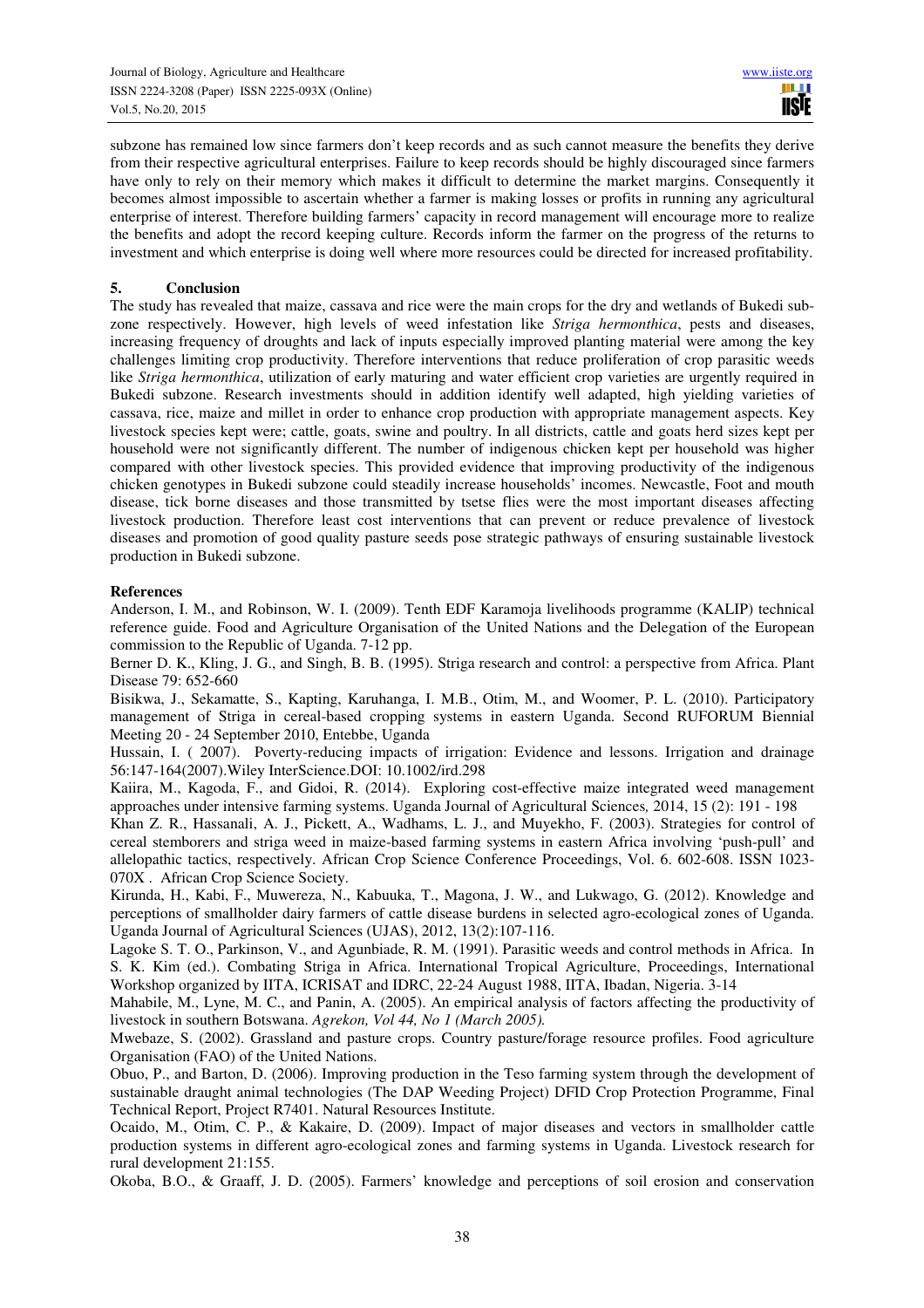subzone has remained low since farmers don't keep records and as such cannot measure the benefits they derive from their respective agricultural enterprises. Failure to keep records should be highly discouraged since farmers have only to rely on their memory which makes it difficult to determine the market margins. Consequently it becomes almost impossible to ascertain whether a farmer is making losses or profits in running any agricultural enterprise of interest. Therefore building farmers' capacity in record management will encourage more to realize the benefits and adopt the record keeping culture. Records inform the farmer on the progress of the returns to investment and which enterprise is doing well where more resources could be directed for increased profitability.

## 5. Conclusion

The study has revealed that maize, cassava and rice were the main crops for the dry and wetlands of Bukedi sub-zone respectively. However, high levels of weed infestation like *Striga hermonthica*, pests and diseases, increasing frequency of droughts and lack of inputs especially improved planting material were among the key challenges limiting crop productivity. Therefore interventions that reduce proliferation of crop parasitic weeds like *Striga hermonthica*, utilization of early maturing and water efficient crop varieties are urgently required in Bukedi subzone. Research investments should in addition identify well adapted, high yielding varieties of cassava, rice, maize and millet in order to enhance crop production with appropriate management aspects. Key livestock species kept were; cattle, goats, swine and poultry. In all districts, cattle and goats herd sizes kept per household were not significantly different. The number of indigenous chicken kept per household was higher compared with other livestock species. This provided evidence that improving productivity of the indigenous chicken genotypes in Bukedi subzone could steadily increase households' incomes. Newcastle, Foot and mouth disease, tick borne diseases and those transmitted by tsetse flies were the most important diseases affecting livestock production. Therefore least cost interventions that can prevent or reduce prevalence of livestock diseases and promotion of good quality pasture seeds pose strategic pathways of ensuring sustainable livestock production in Bukedi subzone.

## References

Anderson, I. M., and Robinson, W. I. (2009). Tenth EDF Karamoja livelihoods programme (KALIP) technical reference guide. Food and Agriculture Organisation of the United Nations and the Delegation of the European commission to the Republic of Uganda. 7-12 pp.

Berner D. K., Kling, J. G., and Singh, B. B. (1995). Striga research and control: a perspective from Africa. Plant Disease 79: 652-660

Bisikwa, J., Sekamatte, S., Kapting, Karuhanga, I. M.B., Otim, M., and Woomer, P. L. (2010). Participatory management of Striga in cereal-based cropping systems in eastern Uganda. Second RUFORUM Biennial Meeting 20 - 24 September 2010, Entebbe, Uganda

Hussain, I. ( 2007). Poverty-reducing impacts of irrigation: Evidence and lessons. Irrigation and drainage 56:147-164(2007).Wiley InterScience.DOI: 10.1002/ird.298

Kaiira, M., Kagoda, F., and Gidoi, R. (2014). Exploring cost-effective maize integrated weed management approaches under intensive farming systems. Uganda Journal of Agricultural Sciences, 2014, 15 (2): 191 - 198

Khan Z. R., Hassanali, A. J., Pickett, A., Wadhams, L. J., and Muyekho, F. (2003). Strategies for control of cereal stemborers and striga weed in maize-based farming systems in eastern Africa involving 'push-pull' and allelopathic tactics, respectively. African Crop Science Conference Proceedings, Vol. 6. 602-608. ISSN 1023-070X . African Crop Science Society.

Kirunda, H., Kabi, F., Muwereza, N., Kabuuka, T., Magona, J. W., and Lukwago, G. (2012). Knowledge and perceptions of smallholder dairy farmers of cattle disease burdens in selected agro-ecological zones of Uganda. Uganda Journal of Agricultural Sciences (UJAS), 2012, 13(2):107-116.

Lagoke S. T. O., Parkinson, V., and Agunbiade, R. M. (1991). Parasitic weeds and control methods in Africa. In S. K. Kim (ed.). Combating Striga in Africa. International Tropical Agriculture, Proceedings, International Workshop organized by IITA, ICRISAT and IDRC, 22-24 August 1988, IITA, Ibadan, Nigeria. 3-14

Mahabile, M., Lyne, M. C., and Panin, A. (2005). An empirical analysis of factors affecting the productivity of livestock in southern Botswana. *Agrekon, Vol 44, No 1 (March 2005).*

Mwebaze, S. (2002). Grassland and pasture crops. Country pasture/forage resource profiles. Food agriculture Organisation (FAO) of the United Nations.

Obuo, P., and Barton, D. (2006). Improving production in the Teso farming system through the development of sustainable draught animal technologies (The DAP Weeding Project) DFID Crop Protection Programme, Final Technical Report, Project R7401. Natural Resources Institute.

Ocaido, M., Otim, C. P., & Kakaire, D. (2009). Impact of major diseases and vectors in smallholder cattle production systems in different agro-ecological zones and farming systems in Uganda. Livestock research for rural development 21:155.

Okoba, B.O., & Graaff, J. D. (2005). Farmers' knowledge and perceptions of soil erosion and conservation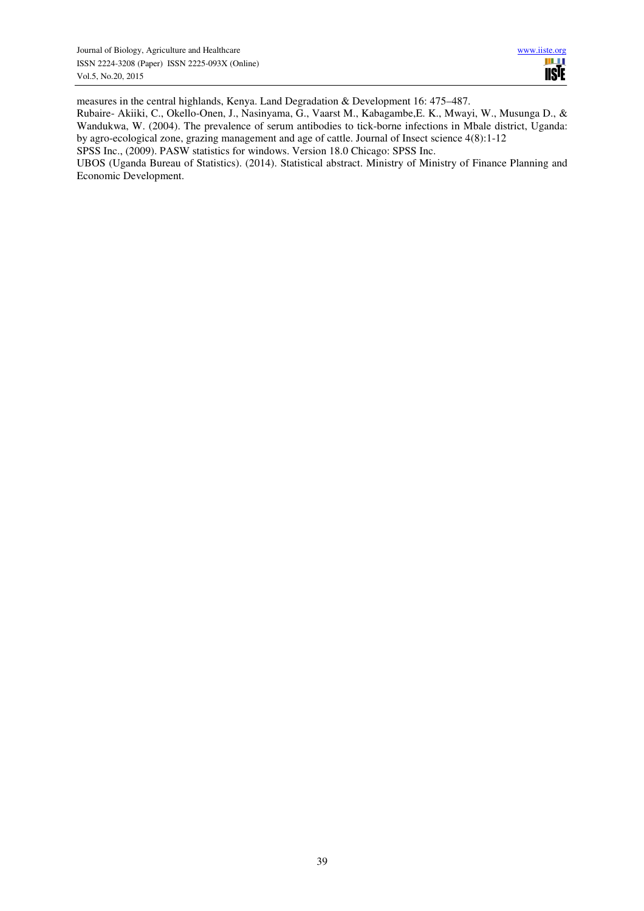measures in the central highlands, Kenya. Land Degradation & Development 16: 475–487.

Rubaire- Akiiki, C., Okello-Onen, J., Nasinyama, G., Vaarst M., Kabagambe,E. K., Mwayi, W., Musunga D., & Wandukwa, W. (2004). The prevalence of serum antibodies to tick-borne infections in Mbale district, Uganda: by agro-ecological zone, grazing management and age of cattle. Journal of Insect science 4(8):1-12

SPSS Inc., (2009). PASW statistics for windows. Version 18.0 Chicago: SPSS Inc.

UBOS (Uganda Bureau of Statistics). (2014). Statistical abstract. Ministry of Ministry of Finance Planning and Economic Development.